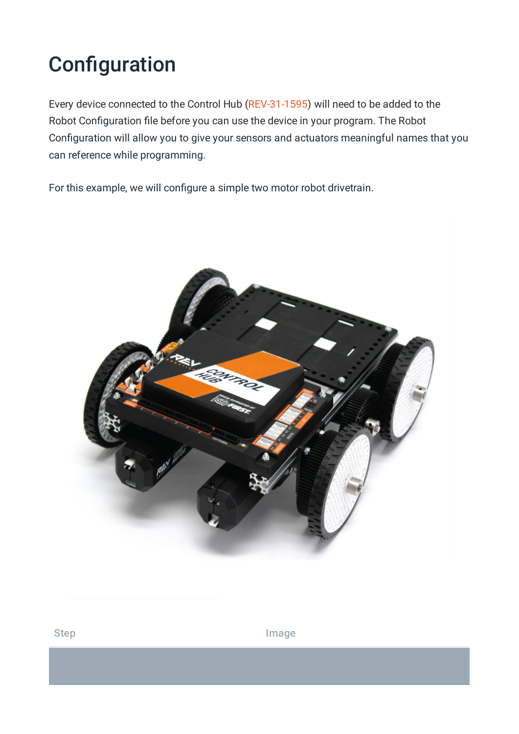# Configuration

Every device connected to the Control Hub (REV-31-1595) will need to be added to the Robot Configuration file before you can use the device in your program. The Robot Configuration will allow you to give your sensors and actuators meaningful names that you can reference while programming.

For this example, we will configure a simple two motor robot drivetrain.

| Step | Image |
| --- | --- |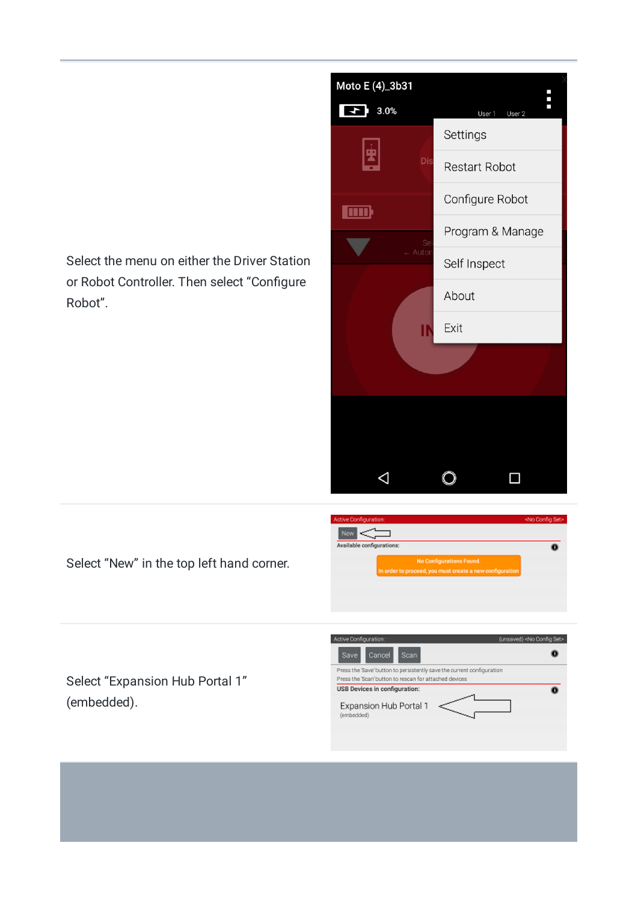Select the menu on either the Driver Station or Robot Controller. Then select "Configure Robot".

Select "New" in the top left hand corner.

Select "Expansion Hub Portal 1" (embedded).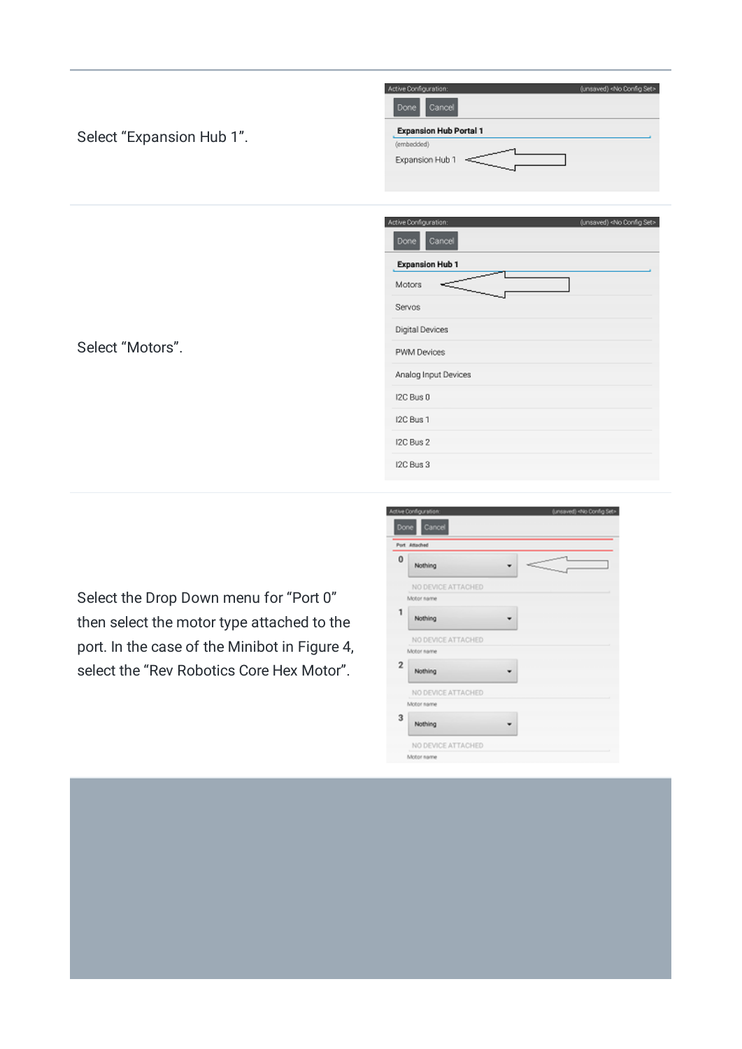Select “Expansion Hub 1”.

Select “Motors”.

Select the Drop Down menu for “Port 0” then select the motor type attached to the port. In the case of the Minibot in Figure 4, select the “Rev Robotics Core Hex Motor”.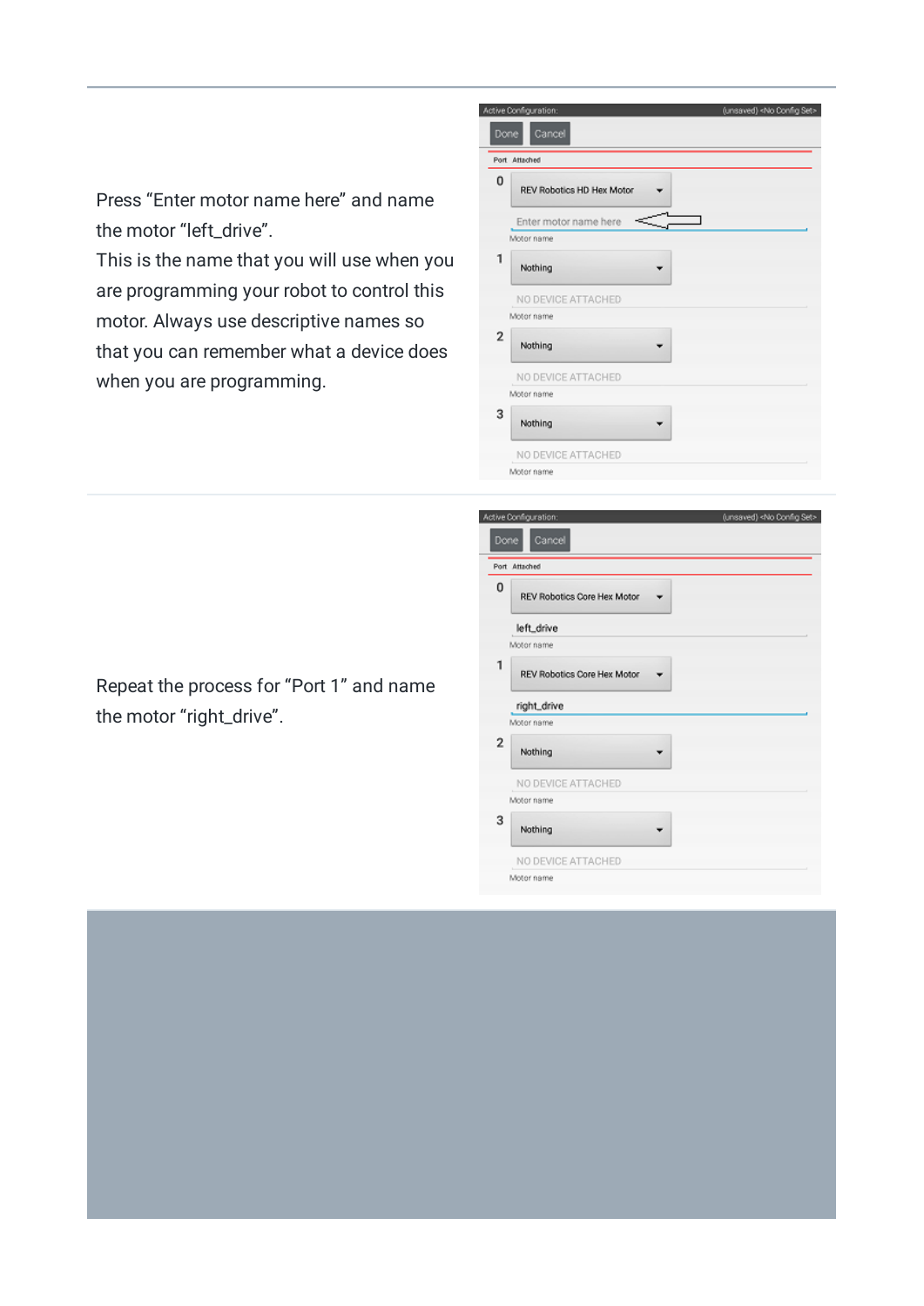Press “Enter motor name here” and name the motor “left_drive”.
This is the name that you will use when you are programming your robot to control this motor. Always use descriptive names so that you can remember what a device does when you are programming.

Repeat the process for “Port 1” and name the motor “right_drive”.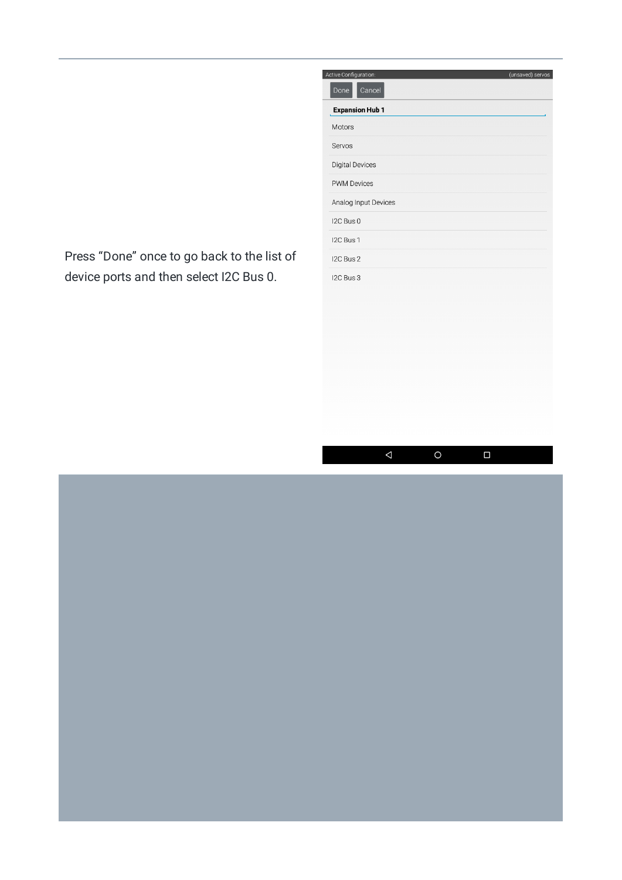Press “Done” once to go back to the list of device ports and then select I2C Bus 0.

Active Configuration: (unsaved) servos

Done Cancel

**Expansion Hub 1**

Motors

Servos

Digital Devices

PWM Devices

Analog Input Devices

I2C Bus 0

I2C Bus 1

I2C Bus 2

I2C Bus 3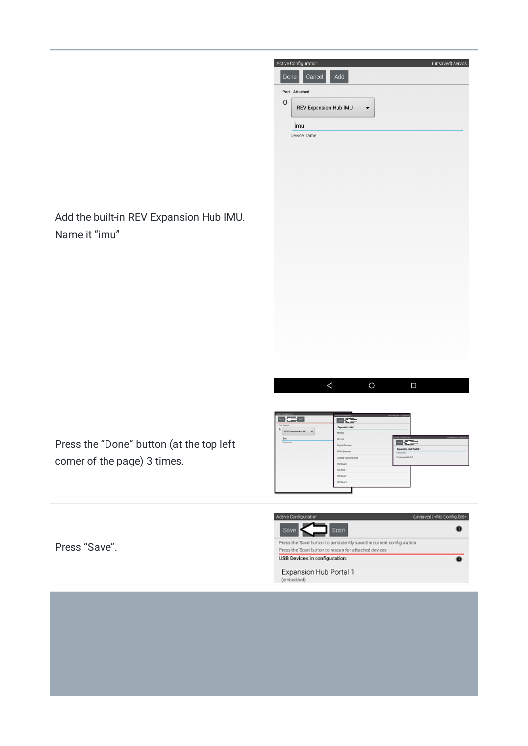Add the built-in REV Expansion Hub IMU. Name it “imu”

Press the “Done” button (at the top left corner of the page) 3 times.

Press “Save”.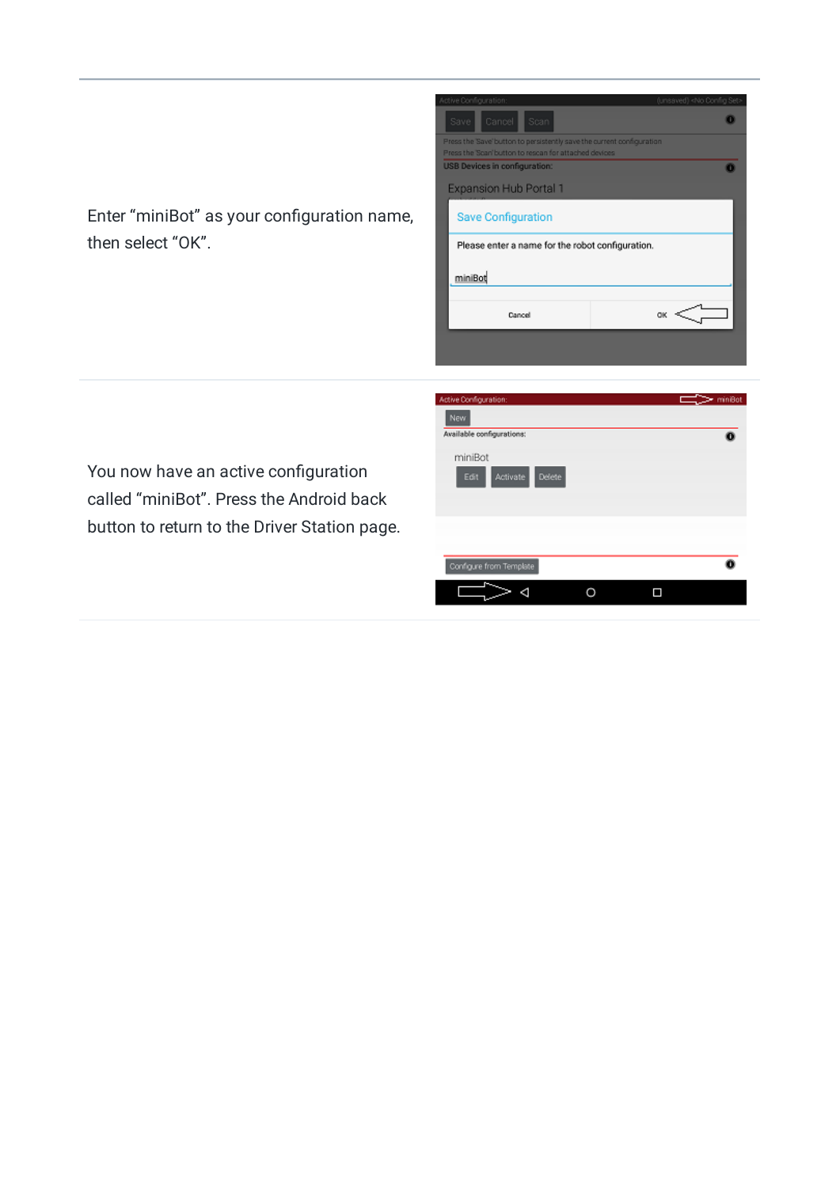Enter “miniBot” as your configuration name, then select “OK”.

You now have an active configuration called “miniBot”. Press the Android back button to return to the Driver Station page.